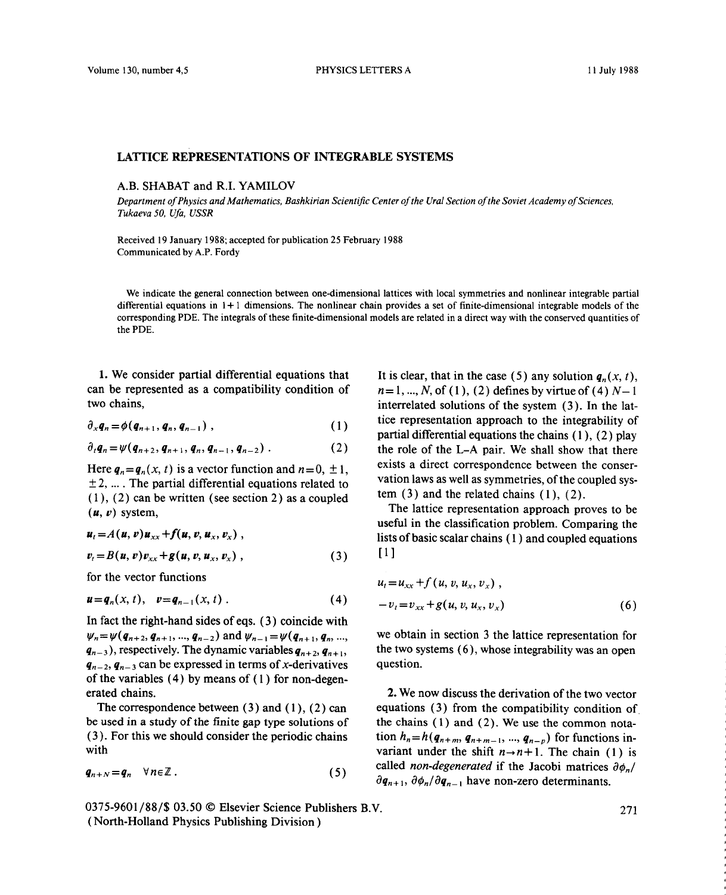# LATTICE REPRESENTATIONS OF INTEGRABLE SYSTEMS

A.B. SHABAT and R.I. YAMILOV

*Department of Physics and Mathematics, Bashkirian Scientific Center of the Ural Section of the Soviet Academy of Sciences, Tukaeva 50, Ufa, USSR*

Received 19 January 1988; accepted for publication 25 February 1988
Communicated by A.P. Fordy

We indicate the general connection between one-dimensional lattices with local symmetries and nonlinear integrable partial differential equations in 1+1 dimensions. The nonlinear chain provides a set of finite-dimensional integrable models of the corresponding PDE. The integrals of these finite-dimensional models are related in a direct way with the conserved quantities of the PDE.

**1.** We consider partial differential equations that can be represented as a compatibility condition of two chains,

$$\partial_x \boldsymbol{q}_n = \phi(\boldsymbol{q}_{n+1}, \boldsymbol{q}_n, \boldsymbol{q}_{n-1}) , \tag{1}$$

$$\partial_t \boldsymbol{q}_n = \psi(\boldsymbol{q}_{n+2}, \boldsymbol{q}_{n+1}, \boldsymbol{q}_n, \boldsymbol{q}_{n-1}, \boldsymbol{q}_{n-2}) . \tag{2}$$

Here $\boldsymbol{q}_n = \boldsymbol{q}_n(x, t)$ is a vector function and $n = 0, \pm 1, \pm 2, \ldots$. The partial differential equations related to (1), (2) can be written (see section 2) as a coupled $(\boldsymbol{u}, \boldsymbol{v})$ system,

$$\boldsymbol{u}_t = A(\boldsymbol{u}, \boldsymbol{v})\boldsymbol{u}_{xx} + \boldsymbol{f}(\boldsymbol{u}, \boldsymbol{v}, \boldsymbol{u}_x, \boldsymbol{v}_x) ,$$

$$\boldsymbol{v}_t = B(\boldsymbol{u}, \boldsymbol{v})\boldsymbol{v}_{xx} + \boldsymbol{g}(\boldsymbol{u}, \boldsymbol{v}, \boldsymbol{u}_x, \boldsymbol{v}_x) , \tag{3}$$

for the vector functions

$$\boldsymbol{u} = \boldsymbol{q}_n(x, t), \quad \boldsymbol{v} = \boldsymbol{q}_{n-1}(x, t) . \tag{4}$$

In fact the right-hand sides of eqs. (3) coincide with $\psi_n = \psi(\boldsymbol{q}_{n+2}, \boldsymbol{q}_{n+1}, \ldots, \boldsymbol{q}_{n-2})$ and $\psi_{n-1} = \psi(\boldsymbol{q}_{n+1}, \boldsymbol{q}_n, \ldots, \boldsymbol{q}_{n-3})$, respectively. The dynamic variables $\boldsymbol{q}_{n+2}, \boldsymbol{q}_{n+1}, \boldsymbol{q}_{n-2}, \boldsymbol{q}_{n-3}$ can be expressed in terms of $x$-derivatives of the variables (4) by means of (1) for non-degenerated chains.

The correspondence between (3) and (1), (2) can be used in a study of the finite gap type solutions of (3). For this we should consider the periodic chains with

$$\boldsymbol{q}_{n+N} = \boldsymbol{q}_n \quad \forall n \in \mathbb{Z} . \tag{5}$$

It is clear, that in the case (5) any solution $\boldsymbol{q}_n(x, t)$, $n = 1, \ldots, N$, of (1), (2) defines by virtue of (4) $N-1$ interrelated solutions of the system (3). In the lattice representation approach to the integrability of partial differential equations the chains (1), (2) play the role of the L–A pair. We shall show that there exists a direct correspondence between the conservation laws as well as symmetries, of the coupled system (3) and the related chains (1), (2).

The lattice representation approach proves to be useful in the classification problem. Comparing the lists of basic scalar chains (1) and coupled equations [1]

$$u_t = u_{xx} + f(u, v, u_x, v_x) ,$$

$$-v_t = v_{xx} + g(u, v, u_x, v_x) \tag{6}$$

we obtain in section 3 the lattice representation for the two systems (6), whose integrability was an open question.

**2.** We now discuss the derivation of the two vector equations (3) from the compatibility condition of the chains (1) and (2). We use the common notation $h_n = h(\boldsymbol{q}_{n+m}, \boldsymbol{q}_{n+m-1}, \ldots, \boldsymbol{q}_{n-p})$ for functions invariant under the shift $n \to n+1$. The chain (1) is called *non-degenerated* if the Jacobi matrices $\partial\phi_n/\partial\boldsymbol{q}_{n+1}$, $\partial\phi_n/\partial\boldsymbol{q}_{n-1}$ have non-zero determinants.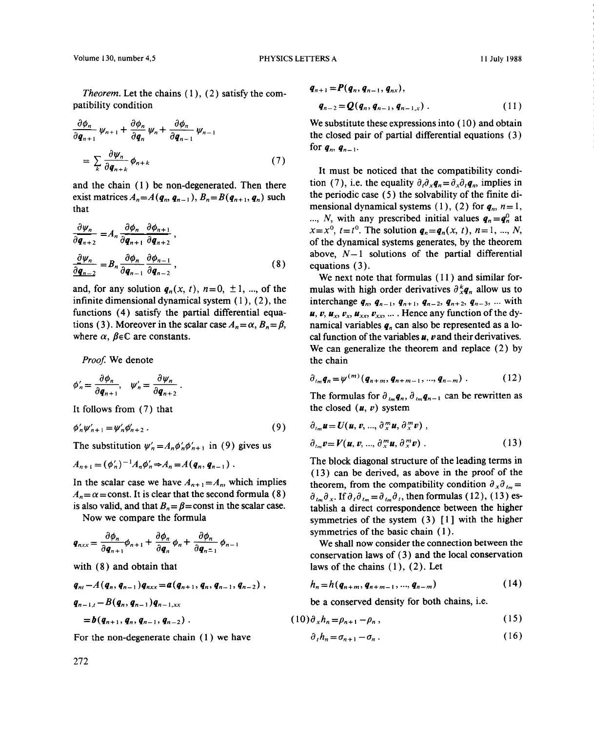*Theorem.* Let the chains (1), (2) satisfy the compatibility condition

$$\frac{\partial \phi_n}{\partial \boldsymbol{q}_{n+1}} \psi_{n+1} + \frac{\partial \phi_n}{\partial \boldsymbol{q}_n} \psi_n + \frac{\partial \phi_n}{\partial \boldsymbol{q}_{n-1}} \psi_{n-1} = \sum_k \frac{\partial \psi_n}{\partial \boldsymbol{q}_{n+k}} \phi_{n+k} \tag{7}$$

and the chain (1) be non-degenerated. Then there exist matrices $A_n = A(\boldsymbol{q}_n, \boldsymbol{q}_{n-1})$, $B_n = B(\boldsymbol{q}_{n+1}, \boldsymbol{q}_n)$ such that

$$\frac{\partial \psi_n}{\partial \boldsymbol{q}_{n+2}} = A_n \frac{\partial \phi_n}{\partial \boldsymbol{q}_{n+1}} \frac{\partial \phi_{n+1}}{\partial \boldsymbol{q}_{n+2}},$$

$$\frac{\partial \psi_n}{\partial \boldsymbol{q}_{n-2}} = B_n \frac{\partial \phi_n}{\partial \boldsymbol{q}_{n-1}} \frac{\partial \phi_{n-1}}{\partial \boldsymbol{q}_{n-2}}, \tag{8}$$

and, for any solution $\boldsymbol{q}_n(x, t)$, $n = 0, \pm 1, \ldots$, of the infinite dimensional dynamical system (1), (2), the functions (4) satisfy the partial differential equations (3). Moreover in the scalar case $A_n = \alpha$, $B_n = \beta$, where $\alpha, \beta \in \mathbb{C}$ are constants.

*Proof.* We denote

$$\phi_n' = \frac{\partial \phi_n}{\partial \boldsymbol{q}_{n+1}}, \quad \psi_n' = \frac{\partial \psi_n}{\partial \boldsymbol{q}_{n+2}}.$$

It follows from (7) that

$$\phi_n' \psi_{n+1}' = \psi_n' \phi_{n+2}'. \tag{9}$$

The substitution $\psi_n' = A_n \phi_n' \phi_{n+1}'$ in (9) gives us

$$A_{n+1} = (\phi_n')^{-1} A_n \phi_n' \Rightarrow A_n = A(\boldsymbol{q}_n, \boldsymbol{q}_{n-1}).$$

In the scalar case we have $A_{n+1} = A_n$, which implies $A_n = \alpha = \text{const}$. It is clear that the second formula (8) is also valid, and that $B_n = \beta = \text{const}$ in the scalar case.

Now we compare the formula

$$\boldsymbol{q}_{nxx} = \frac{\partial \phi_n}{\partial \boldsymbol{q}_{n+1}} \phi_{n+1} + \frac{\partial \phi_n}{\partial \boldsymbol{q}_n} \phi_n + \frac{\partial \phi_n}{\partial \boldsymbol{q}_{n=1}} \phi_{n-1}$$

with (8) and obtain that

$$\boldsymbol{q}_{nt} - A(\boldsymbol{q}_n, \boldsymbol{q}_{n-1}) \boldsymbol{q}_{nxx} = \boldsymbol{a}(\boldsymbol{q}_{n+1}, \boldsymbol{q}_n, \boldsymbol{q}_{n-1}, \boldsymbol{q}_{n-2}),$$

$$\boldsymbol{q}_{n-1,t} - B(\boldsymbol{q}_n, \boldsymbol{q}_{n-1}) \boldsymbol{q}_{n-1,xx} = \boldsymbol{b}(\boldsymbol{q}_{n+1}, \boldsymbol{q}_n, \boldsymbol{q}_{n-1}, \boldsymbol{q}_{n-2}). \tag{10}$$

For the non-degenerate chain (1) we have

$$\boldsymbol{q}_{n+1} = \boldsymbol{P}(\boldsymbol{q}_n, \boldsymbol{q}_{n-1}, \boldsymbol{q}_{nx}),$$

$$\boldsymbol{q}_{n-2} = \boldsymbol{Q}(\boldsymbol{q}_n, \boldsymbol{q}_{n-1}, \boldsymbol{q}_{n-1,x}). \tag{11}$$

We substitute these expressions into (10) and obtain the closed pair of partial differential equations (3) for $\boldsymbol{q}_n$, $\boldsymbol{q}_{n-1}$.

It must be noticed that the compatibility condition (7), i.e. the equality $\partial_t \partial_x \boldsymbol{q}_n = \partial_x \partial_t \boldsymbol{q}_n$, implies in the periodic case (5) the solvability of the finite dimensional dynamical systems (1), (2) for $\boldsymbol{q}_n$, $n = 1, \ldots, N$, with any prescribed initial values $\boldsymbol{q}_n = \boldsymbol{q}_n^0$ at $x = x^0$, $t = t^0$. The solution $\boldsymbol{q}_n = \boldsymbol{q}_n(x, t)$, $n = 1, \ldots, N$, of the dynamical systems generates, by the theorem above, $N-1$ solutions of the partial differential equations (3).

We next note that formulas (11) and similar formulas with high order derivatives $\partial_x^k \boldsymbol{q}_n$ allow us to interchange $\boldsymbol{q}_n, \boldsymbol{q}_{n-1}, \boldsymbol{q}_{n+1}, \boldsymbol{q}_{n-2}, \boldsymbol{q}_{n+2}, \boldsymbol{q}_{n-3}, \ldots$ with $\boldsymbol{u}, \boldsymbol{v}, \boldsymbol{u}_x, \boldsymbol{v}_x, \boldsymbol{u}_{xx}, \boldsymbol{v}_{xx}, \ldots$. Hence any function of the dynamical variables $\boldsymbol{q}_n$ can also be represented as a local function of the variables $\boldsymbol{u}, \boldsymbol{v}$ and their derivatives. We can generalize the theorem and replace (2) by the chain

$$\partial_{t_m} \boldsymbol{q}_n = \psi^{(m)}(\boldsymbol{q}_{n+m}, \boldsymbol{q}_{n+m-1}, \ldots, \boldsymbol{q}_{n-m}). \tag{12}$$

The formulas for $\partial_{t_m} \boldsymbol{q}_n$, $\partial_{t_m} \boldsymbol{q}_{n-1}$ can be rewritten as the closed $(\boldsymbol{u}, \boldsymbol{v})$ system

$$\partial_{t_m} \boldsymbol{u} = \boldsymbol{U}(\boldsymbol{u}, \boldsymbol{v}, \ldots, \partial_x^m \boldsymbol{u}, \partial_x^m \boldsymbol{v}),$$

$$\partial_{t_m} \boldsymbol{v} = \boldsymbol{V}(\boldsymbol{u}, \boldsymbol{v}, \ldots, \partial_x^m \boldsymbol{u}, \partial_x^m \boldsymbol{v}). \tag{13}$$

The block diagonal structure of the leading terms in (13) can be derived, as above in the proof of the theorem, from the compatibility condition $\partial_x \partial_{t_m} = \partial_{t_m} \partial_x$. If $\partial_t \partial_{t_m} = \partial_{t_m} \partial_t$, then formulas (12), (13) establish a direct correspondence between the higher symmetries of the system (3) [1] with the higher symmetries of the basic chain (1).

We shall now consider the connection between the conservation laws of (3) and the local conservation laws of the chains (1), (2). Let

$$h_n = h(\boldsymbol{q}_{n+m}, \boldsymbol{q}_{n+m-1}, \ldots, \boldsymbol{q}_{n-m}) \tag{14}$$

be a conserved density for both chains, i.e.

$$\partial_x h_n = \rho_{n+1} - \rho_n, \tag{15}$$

$$\partial_t h_n = \sigma_{n+1} - \sigma_n. \tag{16}$$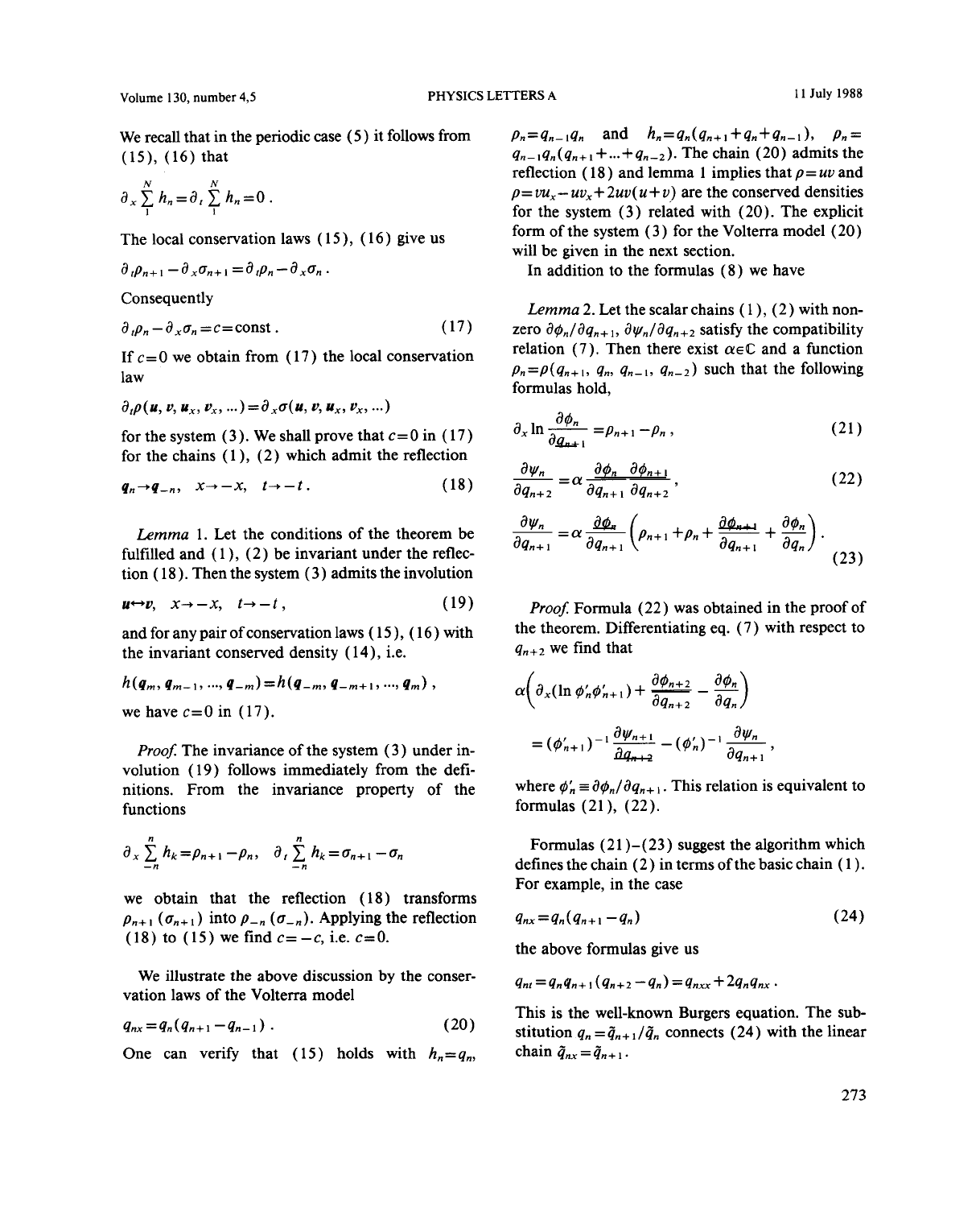We recall that in the periodic case (5) it follows from (15), (16) that

$$\partial_x \sum_1^N h_n = \partial_t \sum_1^N h_n = 0 .$$

The local conservation laws (15), (16) give us

$$\partial_t \rho_{n+1} - \partial_x \sigma_{n+1} = \partial_t \rho_n - \partial_x \sigma_n .$$

Consequently

$$\partial_t \rho_n - \partial_x \sigma_n = c = \text{const} . \tag{17}$$

If $c=0$ we obtain from (17) the local conservation law

$$\partial_t \rho(u, v, u_x, v_x, ...) = \partial_x \sigma(u, v, u_x, v_x, ...)$$

for the system (3). We shall prove that $c=0$ in (17) for the chains (1), (2) which admit the reflection

$$q_n \to q_{-n}, \quad x \to -x, \quad t \to -t . \tag{18}$$

*Lemma* 1. Let the conditions of the theorem be fulfilled and (1), (2) be invariant under the reflection (18). Then the system (3) admits the involution

$$u \leftrightarrow v, \quad x \to -x, \quad t \to -t , \tag{19}$$

and for any pair of conservation laws (15), (16) with the invariant conserved density (14), i.e.

$$h(q_m, q_{m-1}, ..., q_{-m}) = h(q_{-m}, q_{-m+1}, ..., q_m) ,$$

we have $c=0$ in (17).

*Proof.* The invariance of the system (3) under involution (19) follows immediately from the definitions. From the invariance property of the functions

$$\partial_x \sum_{-n}^{n} h_k = \rho_{n+1} - \rho_n, \quad \partial_t \sum_{-n}^{n} h_k = \sigma_{n+1} - \sigma_n$$

we obtain that the reflection (18) transforms $\rho_{n+1}$ ($\sigma_{n+1}$) into $\rho_{-n}$ ($\sigma_{-n}$). Applying the reflection (18) to (15) we find $c=-c$, i.e. $c=0$.

We illustrate the above discussion by the conservation laws of the Volterra model

$$q_{nx} = q_n(q_{n+1} - q_{n-1}) . \tag{20}$$

One can verify that (15) holds with $h_n = q_n$, $\rho_n = q_{n-1} q_n$ and $h_n = q_n(q_{n+1} + q_n + q_{n-1})$, $\rho_n = q_{n-1} q_n (q_{n+1} + ... + q_{n-2})$. The chain (20) admits the reflection (18) and lemma 1 implies that $\rho = uv$ and $\rho = v u_x - u v_x + 2uv(u+v)$ are the conserved densities for the system (3) related with (20). The explicit form of the system (3) for the Volterra model (20) will be given in the next section.

In addition to the formulas (8) we have

*Lemma* 2. Let the scalar chains (1), (2) with nonzero $\partial \phi_n / \partial q_{n+1}$, $\partial \psi_n / \partial q_{n+2}$ satisfy the compatibility relation (7). Then there exist $\alpha \in \mathbb{C}$ and a function $\rho_n = \rho(q_{n+1}, q_n, q_{n-1}, q_{n-2})$ such that the following formulas hold,

$$\partial_x \ln \frac{\partial \phi_n}{\partial q_{n+1}} = \rho_{n+1} - \rho_n , \tag{21}$$

$$\frac{\partial \psi_n}{\partial q_{n+2}} = \alpha \frac{\partial \phi_n}{\partial q_{n+1}} \frac{\partial \phi_{n+1}}{\partial q_{n+2}} , \tag{22}$$

$$\frac{\partial \psi_n}{\partial q_{n+1}} = \alpha \frac{\partial \phi_n}{\partial q_{n+1}} \left( \rho_{n+1} + \rho_n + \frac{\partial \phi_{n+1}}{\partial q_{n+1}} + \frac{\partial \phi_n}{\partial q_n} \right) . \tag{23}$$

*Proof.* Formula (22) was obtained in the proof of the theorem. Differentiating eq. (7) with respect to $q_{n+2}$ we find that

$$\alpha \left( \partial_x (\ln \phi'_n \phi'_{n+1}) + \frac{\partial \phi_{n+2}}{\partial q_{n+2}} - \frac{\partial \phi_n}{\partial q_n} \right)$$

$$= (\phi'_{n+1})^{-1} \frac{\partial \psi_{n+1}}{\partial q_{n+2}} - (\phi'_n)^{-1} \frac{\partial \psi_n}{\partial q_{n+1}} ,$$

where $\phi'_n \equiv \partial \phi_n / \partial q_{n+1}$. This relation is equivalent to formulas (21), (22).

Formulas (21)–(23) suggest the algorithm which defines the chain (2) in terms of the basic chain (1). For example, in the case

$$q_{nx} = q_n(q_{n+1} - q_n) \tag{24}$$

the above formulas give us

$$q_{nt} = q_n q_{n+1}(q_{n+2} - q_n) = q_{nxx} + 2 q_n q_{nx} .$$

This is the well-known Burgers equation. The substitution $q_n = \tilde{q}_{n+1} / \tilde{q}_n$ connects (24) with the linear chain $\tilde{q}_{nx} = \tilde{q}_{n+1}$.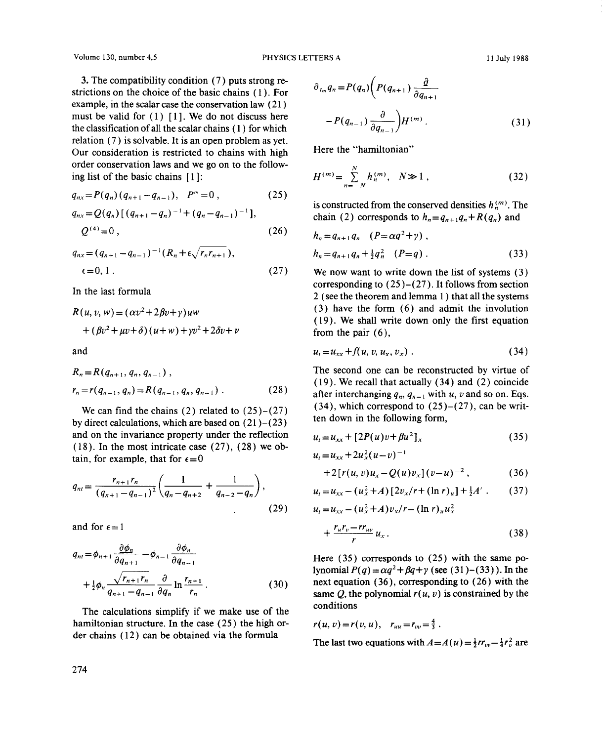3. The compatibility condition (7) puts strong restrictions on the choice of the basic chains (1). For example, in the scalar case the conservation law (21) must be valid for (1) [1]. We do not discuss here the classification of all the scalar chains (1) for which relation (7) is solvable. It is an open problem as yet. Our consideration is restricted to chains with high order conservation laws and we go on to the following list of the basic chains [1]:

$$q_{nx}=P(q_n)(q_{n+1}-q_{n-1}),\quad P'''=0\,, \tag{25}$$

$$q_{nx}=Q(q_n)[(q_{n+1}-q_n)^{-1}+(q_n-q_{n-1})^{-1}],$$
$$Q^{(4)}=0\,, \tag{26}$$

$$q_{nx}=(q_{n+1}-q_{n-1})^{-1}(R_n+\epsilon\sqrt{r_n r_{n+1}}),$$
$$\epsilon=0,1\,. \tag{27}$$

In the last formula

$$R(u,v,w)=(\alpha v^2+2\beta v+\gamma)uw$$
$$+(\beta v^2+\mu v+\delta)(u+w)+\gamma v^2+2\delta v+\nu$$

and

$$R_n=R(q_{n+1},q_n,q_{n-1})\,,$$
$$r_n=r(q_{n-1},q_n)=R(q_{n-1},q_n,q_{n-1})\,. \tag{28}$$

We can find the chains (2) related to (25)–(27) by direct calculations, which are based on (21)–(23) and on the invariance property under the reflection (18). In the most intricate case (27), (28) we obtain, for example, that for $\epsilon=0$

$$q_{nt}=\frac{r_{n+1}r_n}{(q_{n+1}-q_{n-1})^2}\left(\frac{1}{q_n-q_{n+2}}+\frac{1}{q_{n-2}-q_n}\right), \tag{29}$$

and for $\epsilon=1$

$$q_{nt}=\phi_{n+1}\frac{\partial\phi_n}{\partial q_{n+1}}-\phi_{n-1}\frac{\partial\phi_n}{\partial q_{n-1}}$$
$$+\tfrac{1}{2}\phi_n\frac{\sqrt{r_{n+1}r_n}}{q_{n+1}-q_{n-1}}\frac{\partial}{\partial q_n}\ln\frac{r_{n+1}}{r_n}\,. \tag{30}$$

The calculations simplify if we make use of the hamiltonian structure. In the case (25) the high order chains (12) can be obtained via the formula

$$\partial_{t_m}q_n=P(q_n)\left(P(q_{n+1})\frac{\partial}{\partial q_{n+1}}\right.$$
$$\left.-P(q_{n-1})\frac{\partial}{\partial q_{n-1}}\right)H^{(m)}\,. \tag{31}$$

Here the "hamiltonian"

$$H^{(m)}=\sum_{n=-N}^{N}h_n^{(m)},\quad N\gg 1\,, \tag{32}$$

is constructed from the conserved densities $h_n^{(m)}$. The chain (2) corresponds to $h_n=q_{n+1}q_n+R(q_n)$ and

$$h_n=q_{n+1}q_n\quad (P=\alpha q^2+\gamma)\,,$$
$$h_n=q_{n+1}q_n+\tfrac{1}{2}q_n^2\quad (P=q)\,. \tag{33}$$

We now want to write down the list of systems (3) corresponding to (25)–(27). It follows from section 2 (see the theorem and lemma 1) that all the systems (3) have the form (6) and admit the involution (19). We shall write down only the first equation from the pair (6),

$$u_t=u_{xx}+f(u,v,u_x,v_x)\,. \tag{34}$$

The second one can be reconstructed by virtue of (19). We recall that actually (34) and (2) coincide after interchanging $q_n$, $q_{n-1}$ with $u$, $v$ and so on. Eqs. (34), which correspond to (25)–(27), can be written down in the following form,

$$u_t=u_{xx}+[2P(u)v+\beta u^2]_x \tag{35}$$

$$u_t=u_{xx}+2u_x^2(u-v)^{-1}$$
$$+2[r(u,v)u_x-Q(u)v_x](v-u)^{-2}\,, \tag{36}$$

$$u_t=u_{xx}-(u_x^2+A)[2v_x/r+(\ln r)_u]+\tfrac{1}{2}A'\,. \tag{37}$$

$$u_t=u_{xx}-(u_x^2+A)v_x/r-(\ln r)_u u_x^2$$
$$+\frac{r_u r_v-r r_{uv}}{r}u_x\,. \tag{38}$$

Here (35) corresponds to (25) with the same polynomial $P(q)=\alpha q^2+\beta q+\gamma$ (see (31)–(33)). In the next equation (36), corresponding to (26) with the same $Q$, the polynomial $r(u,v)$ is constrained by the conditions

$$r(u,v)=r(v,u),\quad r_{uu}=r_{vv}=\tfrac{4}{3}\,.$$

The last two equations with $A=A(u)=\frac{1}{2}rr_{vv}-\frac{1}{4}r_v^2$ are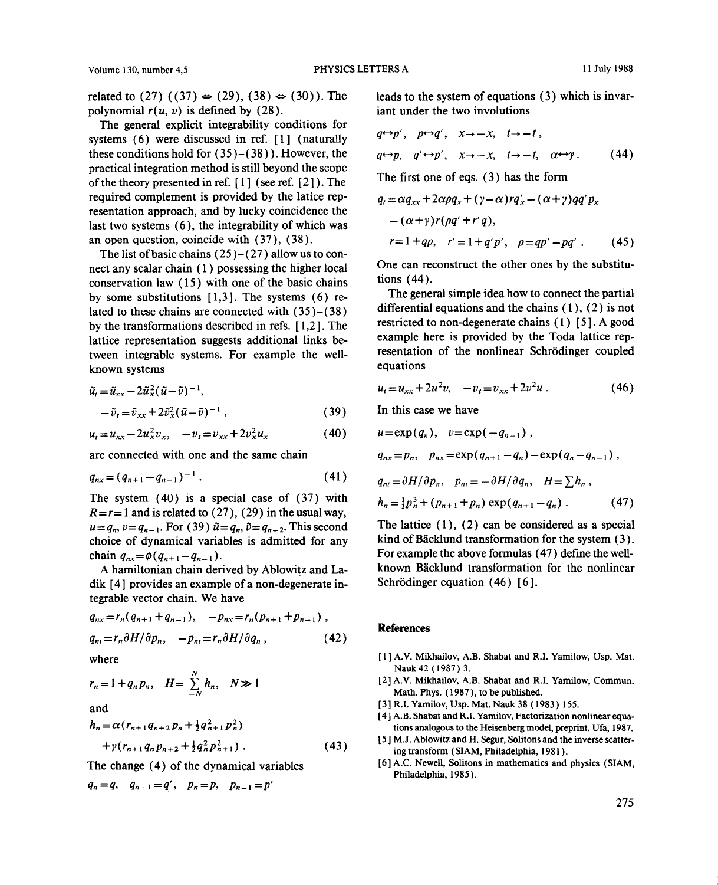related to (27) ((37) ⇔ (29), (38) ⇔ (30)). The polynomial $r(u, v)$ is defined by (28).

The general explicit integrability conditions for systems (6) were discussed in ref. [1] (naturally these conditions hold for (35)–(38)). However, the practical integration method is still beyond the scope of the theory presented in ref. [1] (see ref. [2]). The required complement is provided by the latice representation approach, and by lucky coincidence the last two systems (6), the integrability of which was an open question, coincide with (37), (38).

The list of basic chains (25)–(27) allow us to connect any scalar chain (1) possessing the higher local conservation law (15) with one of the basic chains by some substitutions [1,3]. The systems (6) related to these chains are connected with (35)–(38) by the transformations described in refs. [1,2]. The lattice representation suggests additional links between integrable systems. For example the well-known systems

$$\tilde{u}_t = \tilde{u}_{xx} - 2\tilde{u}_x^2(\tilde{u} - \tilde{v})^{-1},$$

$$-\tilde{v}_t = \tilde{v}_{xx} + 2\tilde{v}_x^2(\tilde{u} - \tilde{v})^{-1}, \tag{39}$$

$$u_t = u_{xx} - 2u_x^2 v_x, \quad -v_t = v_{xx} + 2v_x^2 u_x \tag{40}$$

are connected with one and the same chain

$$q_{nx} = (q_{n+1} - q_{n-1})^{-1}. \tag{41}$$

The system (40) is a special case of (37) with $R = r = 1$ and is related to (27), (29) in the usual way, $u = q_n$, $v = q_{n-1}$. For (39) $\tilde{u} = q_n$, $\tilde{v} = q_{n-2}$. This second choice of dynamical variables is admitted for any chain $q_{nx} = \phi(q_{n+1} - q_{n-1})$.

A hamiltonian chain derived by Ablowitz and Ladik [4] provides an example of a non-degenerate integrable vector chain. We have

$$q_{nx} = r_n(q_{n+1} + q_{n-1}), \quad -p_{nx} = r_n(p_{n+1} + p_{n-1}),$$

$$q_{nt} = r_n \partial H / \partial p_n, \quad -p_{nt} = r_n \partial H / \partial q_n, \tag{42}$$

where

$$r_n = 1 + q_n p_n, \quad H = \sum_{-N}^{N} h_n, \quad N \gg 1$$

and

$$h_n = \alpha(r_{n+1} q_{n+2} p_n + \tfrac{1}{2} q_{n+1}^2 p_n^2)$$

$$+ \gamma(r_{n+1} q_n p_{n+2} + \tfrac{1}{2} q_n^2 p_{n+1}^2). \tag{43}$$

The change (4) of the dynamical variables

$$q_n = q, \quad q_{n-1} = q', \quad p_n = p, \quad p_{n-1} = p'$$

leads to the system of equations (3) which is invariant under the two involutions

$$q \leftrightarrow p', \quad p \leftrightarrow q', \quad x \to -x, \quad t \to -t,$$

$$q \leftrightarrow p, \quad q' \leftrightarrow p', \quad x \to -x, \quad t \to -t, \quad \alpha \leftrightarrow \gamma. \tag{44}$$

The first one of eqs. (3) has the form

$$q_t = \alpha q_{xx} + 2\alpha \rho q_x + (\gamma - \alpha) r q'_x - (\alpha + \gamma) q q' p_x$$

$$- (\alpha + \gamma) r(\rho q' + r' q),$$

$$r = 1 + qp, \quad r' = 1 + q'p', \quad \rho = qp' - pq'. \tag{45}$$

One can reconstruct the other ones by the substitutions (44).

The general simple idea how to connect the partial differential equations and the chains (1), (2) is not restricted to non-degenerate chains (1) [5]. A good example here is provided by the Toda lattice representation of the nonlinear Schrödinger coupled equations

$$u_t = u_{xx} + 2u^2 v, \quad -v_t = v_{xx} + 2v^2 u. \tag{46}$$

In this case we have

$$u = \exp(q_n), \quad v = \exp(-q_{n-1}),$$

$$q_{nx} = p_n, \quad p_{nx} = \exp(q_{n+1} - q_n) - \exp(q_n - q_{n-1}),$$

$$q_{nt} = \partial H / \partial p_n, \quad p_{nt} = -\partial H / \partial q_n, \quad H = \sum h_n,$$

$$h_n = \tfrac{1}{3} p_n^3 + (p_{n+1} + p_n) \exp(q_{n+1} - q_n). \tag{47}$$

The lattice (1), (2) can be considered as a special kind of Bäcklund transformation for the system (3). For example the above formulas (47) define the well-known Bäcklund transformation for the nonlinear Schrödinger equation (46) [6].

## References

[1] A.V. Mikhailov, A.B. Shabat and R.I. Yamilow, Usp. Mat. Nauk 42 (1987) 3.

[2] A.V. Mikhailov, A.B. Shabat and R.I. Yamilov, Commun. Math. Phys. (1987), to be published.

[3] R.I. Yamilov, Usp. Mat. Nauk 38 (1983) 155.

[4] A.B. Shabat and R.I. Yamilov, Factorization nonlinear equations analogous to the Heisenberg model, preprint, Ufa, 1987.

[5] M.J. Ablowitz and H. Segur, Solitons and the inverse scattering transform (SIAM, Philadelphia, 1981).

[6] A.C. Newell, Solitons in mathematics and physics (SIAM, Philadelphia, 1985).